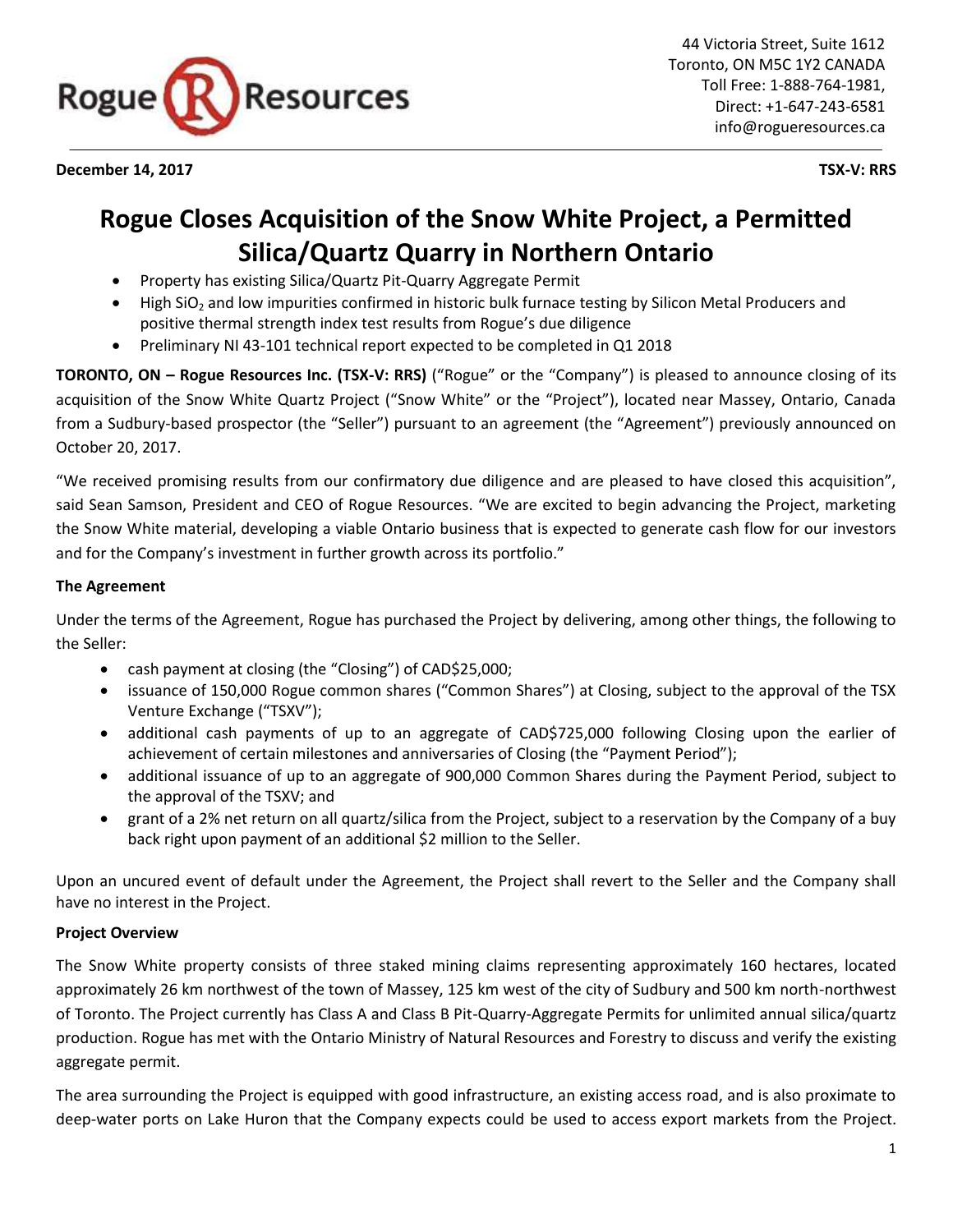44 Victoria Street, Suite 1612
Toronto, ON M5C 1Y2 CANADA
Toll Free: 1-888-764-1981,
Direct: +1-647-243-6581
info@rogueresources.ca

**December 14, 2017** **TSX-V: RRS**

# Rogue Closes Acquisition of the Snow White Project, a Permitted Silica/Quartz Quarry in Northern Ontario

- Property has existing Silica/Quartz Pit-Quarry Aggregate Permit
- High $SiO_2$ and low impurities confirmed in historic bulk furnace testing by Silicon Metal Producers and positive thermal strength index test results from Rogue's due diligence
- Preliminary NI 43-101 technical report expected to be completed in Q1 2018

**TORONTO, ON – Rogue Resources Inc. (TSX-V: RRS)** ("Rogue" or the "Company") is pleased to announce closing of its acquisition of the Snow White Quartz Project ("Snow White" or the "Project"), located near Massey, Ontario, Canada from a Sudbury-based prospector (the "Seller") pursuant to an agreement (the "Agreement") previously announced on October 20, 2017.

"We received promising results from our confirmatory due diligence and are pleased to have closed this acquisition", said Sean Samson, President and CEO of Rogue Resources. "We are excited to begin advancing the Project, marketing the Snow White material, developing a viable Ontario business that is expected to generate cash flow for our investors and for the Company's investment in further growth across its portfolio."

**The Agreement**

Under the terms of the Agreement, Rogue has purchased the Project by delivering, among other things, the following to the Seller:

- cash payment at closing (the "Closing") of CAD$25,000;
- issuance of 150,000 Rogue common shares ("Common Shares") at Closing, subject to the approval of the TSX Venture Exchange ("TSXV");
- additional cash payments of up to an aggregate of CAD$725,000 following Closing upon the earlier of achievement of certain milestones and anniversaries of Closing (the "Payment Period");
- additional issuance of up to an aggregate of 900,000 Common Shares during the Payment Period, subject to the approval of the TSXV; and
- grant of a 2% net return on all quartz/silica from the Project, subject to a reservation by the Company of a buy back right upon payment of an additional $2 million to the Seller.

Upon an uncured event of default under the Agreement, the Project shall revert to the Seller and the Company shall have no interest in the Project.

**Project Overview**

The Snow White property consists of three staked mining claims representing approximately 160 hectares, located approximately 26 km northwest of the town of Massey, 125 km west of the city of Sudbury and 500 km north-northwest of Toronto. The Project currently has Class A and Class B Pit-Quarry-Aggregate Permits for unlimited annual silica/quartz production. Rogue has met with the Ontario Ministry of Natural Resources and Forestry to discuss and verify the existing aggregate permit.

The area surrounding the Project is equipped with good infrastructure, an existing access road, and is also proximate to deep-water ports on Lake Huron that the Company expects could be used to access export markets from the Project.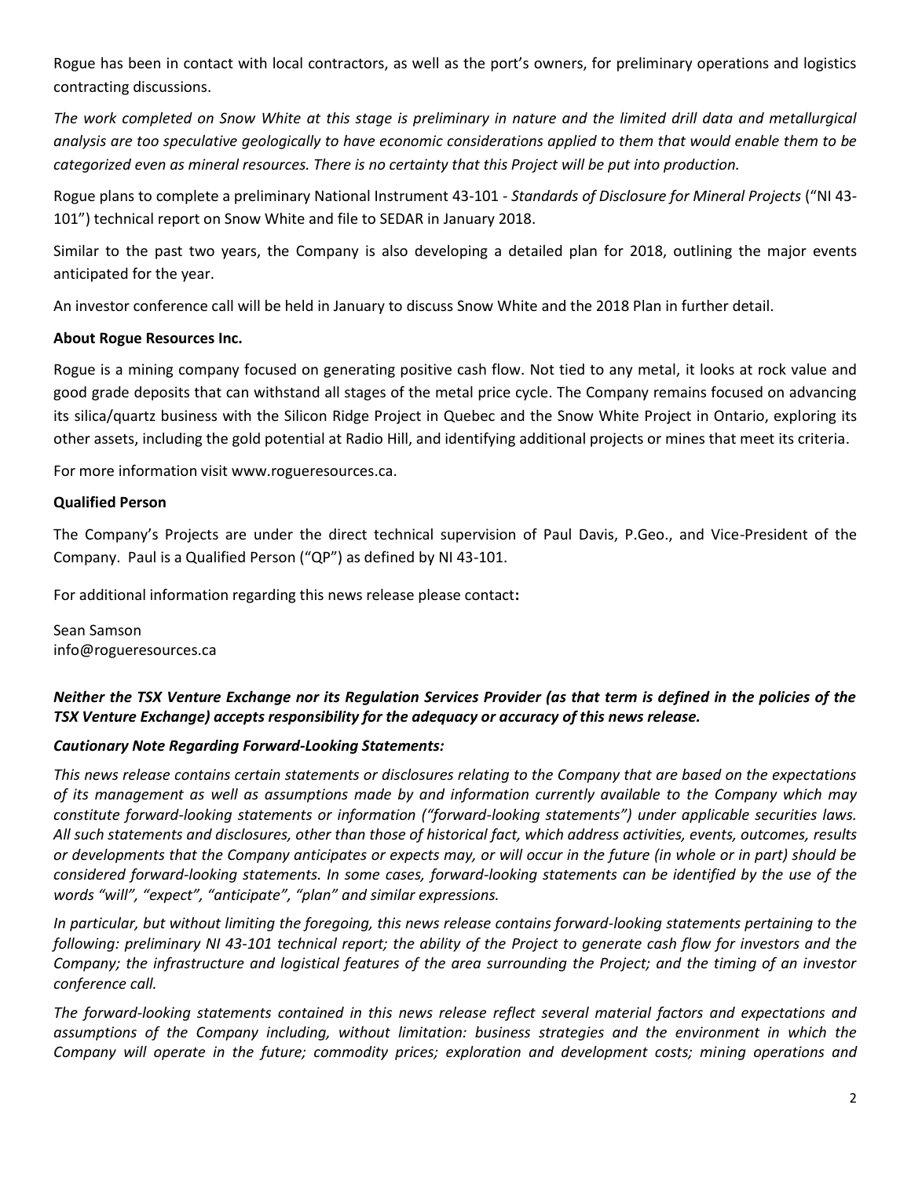Rogue has been in contact with local contractors, as well as the port's owners, for preliminary operations and logistics contracting discussions.

*The work completed on Snow White at this stage is preliminary in nature and the limited drill data and metallurgical analysis are too speculative geologically to have economic considerations applied to them that would enable them to be categorized even as mineral resources. There is no certainty that this Project will be put into production.*

Rogue plans to complete a preliminary National Instrument 43-101 - *Standards of Disclosure for Mineral Projects* ("NI 43-101") technical report on Snow White and file to SEDAR in January 2018.

Similar to the past two years, the Company is also developing a detailed plan for 2018, outlining the major events anticipated for the year.

An investor conference call will be held in January to discuss Snow White and the 2018 Plan in further detail.

**About Rogue Resources Inc.**

Rogue is a mining company focused on generating positive cash flow. Not tied to any metal, it looks at rock value and good grade deposits that can withstand all stages of the metal price cycle. The Company remains focused on advancing its silica/quartz business with the Silicon Ridge Project in Quebec and the Snow White Project in Ontario, exploring its other assets, including the gold potential at Radio Hill, and identifying additional projects or mines that meet its criteria.

For more information visit www.rogueresources.ca.

**Qualified Person**

The Company's Projects are under the direct technical supervision of Paul Davis, P.Geo., and Vice-President of the Company. Paul is a Qualified Person ("QP") as defined by NI 43-101.

For additional information regarding this news release please contact**:**

Sean Samson
info@rogueresources.ca

***Neither the TSX Venture Exchange nor its Regulation Services Provider (as that term is defined in the policies of the TSX Venture Exchange) accepts responsibility for the adequacy or accuracy of this news release.***

***Cautionary Note Regarding Forward-Looking Statements:***

*This news release contains certain statements or disclosures relating to the Company that are based on the expectations of its management as well as assumptions made by and information currently available to the Company which may constitute forward-looking statements or information ("forward-looking statements") under applicable securities laws. All such statements and disclosures, other than those of historical fact, which address activities, events, outcomes, results or developments that the Company anticipates or expects may, or will occur in the future (in whole or in part) should be considered forward-looking statements. In some cases, forward-looking statements can be identified by the use of the words "will", "expect", "anticipate", "plan" and similar expressions.*

*In particular, but without limiting the foregoing, this news release contains forward-looking statements pertaining to the following: preliminary NI 43-101 technical report; the ability of the Project to generate cash flow for investors and the Company; the infrastructure and logistical features of the area surrounding the Project; and the timing of an investor conference call.*

*The forward-looking statements contained in this news release reflect several material factors and expectations and assumptions of the Company including, without limitation: business strategies and the environment in which the Company will operate in the future; commodity prices; exploration and development costs; mining operations and*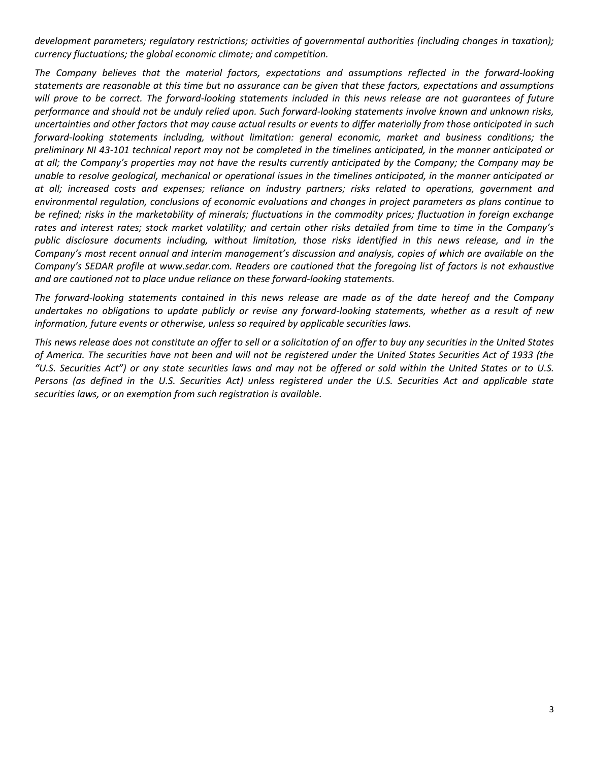*development parameters; regulatory restrictions; activities of governmental authorities (including changes in taxation); currency fluctuations; the global economic climate; and competition.*

*The Company believes that the material factors, expectations and assumptions reflected in the forward-looking statements are reasonable at this time but no assurance can be given that these factors, expectations and assumptions will prove to be correct. The forward-looking statements included in this news release are not guarantees of future performance and should not be unduly relied upon. Such forward-looking statements involve known and unknown risks, uncertainties and other factors that may cause actual results or events to differ materially from those anticipated in such forward-looking statements including, without limitation: general economic, market and business conditions; the preliminary NI 43-101 technical report may not be completed in the timelines anticipated, in the manner anticipated or at all; the Company's properties may not have the results currently anticipated by the Company; the Company may be unable to resolve geological, mechanical or operational issues in the timelines anticipated, in the manner anticipated or at all; increased costs and expenses; reliance on industry partners; risks related to operations, government and environmental regulation, conclusions of economic evaluations and changes in project parameters as plans continue to be refined; risks in the marketability of minerals; fluctuations in the commodity prices; fluctuation in foreign exchange rates and interest rates; stock market volatility; and certain other risks detailed from time to time in the Company's public disclosure documents including, without limitation, those risks identified in this news release, and in the Company's most recent annual and interim management's discussion and analysis, copies of which are available on the Company's SEDAR profile at www.sedar.com. Readers are cautioned that the foregoing list of factors is not exhaustive and are cautioned not to place undue reliance on these forward-looking statements.*

*The forward-looking statements contained in this news release are made as of the date hereof and the Company undertakes no obligations to update publicly or revise any forward-looking statements, whether as a result of new information, future events or otherwise, unless so required by applicable securities laws.*

*This news release does not constitute an offer to sell or a solicitation of an offer to buy any securities in the United States of America. The securities have not been and will not be registered under the United States Securities Act of 1933 (the "U.S. Securities Act") or any state securities laws and may not be offered or sold within the United States or to U.S. Persons (as defined in the U.S. Securities Act) unless registered under the U.S. Securities Act and applicable state securities laws, or an exemption from such registration is available.*